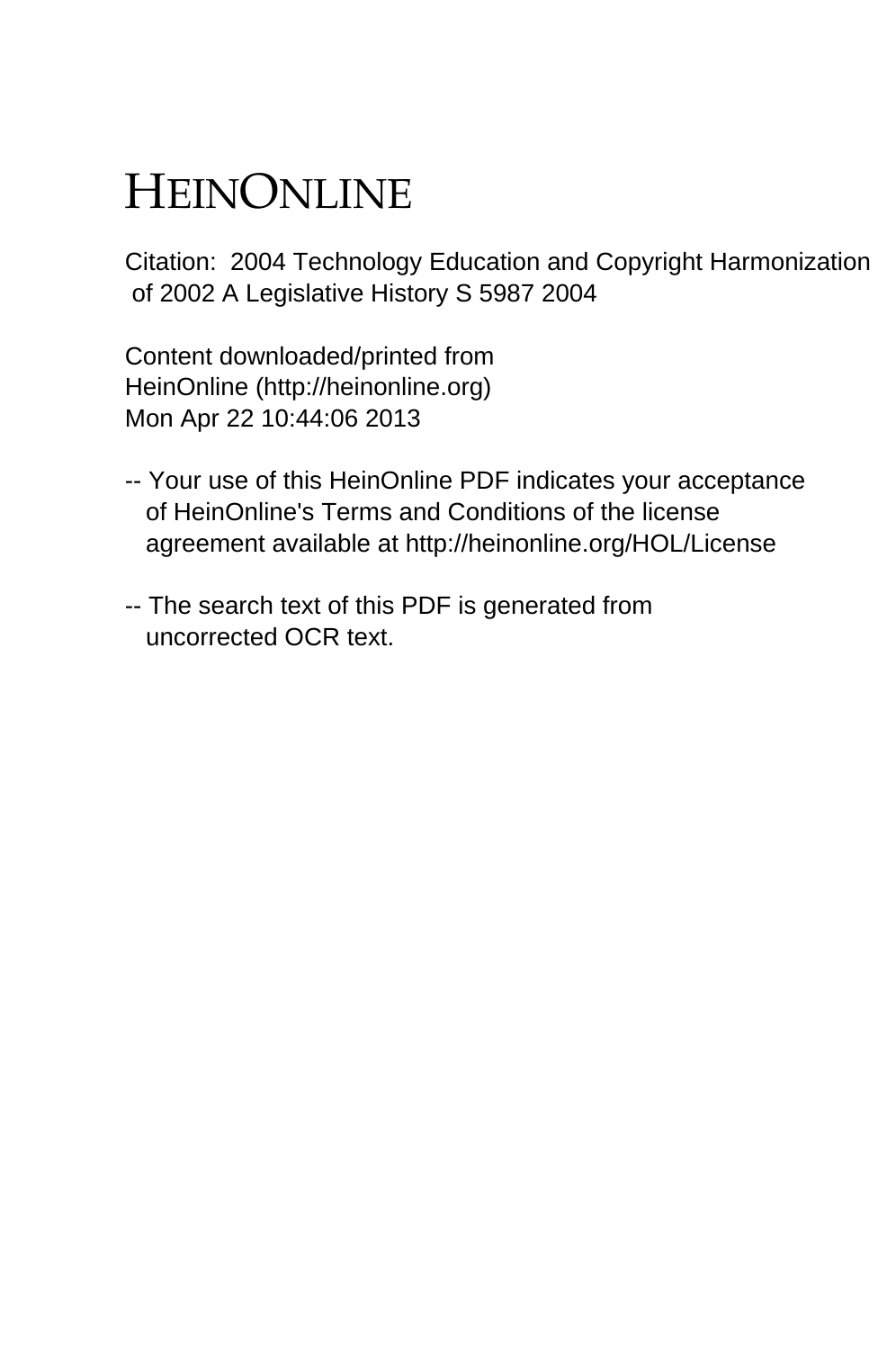# HEINONLINE

Citation: 2004 Technology Education and Copyright Harmonization of 2002 A Legislative History S 5987 2004

Content downloaded/printed from HeinOnline (http://heinonline.org) Mon Apr 22 10:44:06 2013

-- Your use of this HeinOnline PDF indicates your acceptance of HeinOnline's Terms and Conditions of the license agreement available at http://heinonline.org/HOL/License

-- The search text of this PDF is generated from uncorrected OCR text.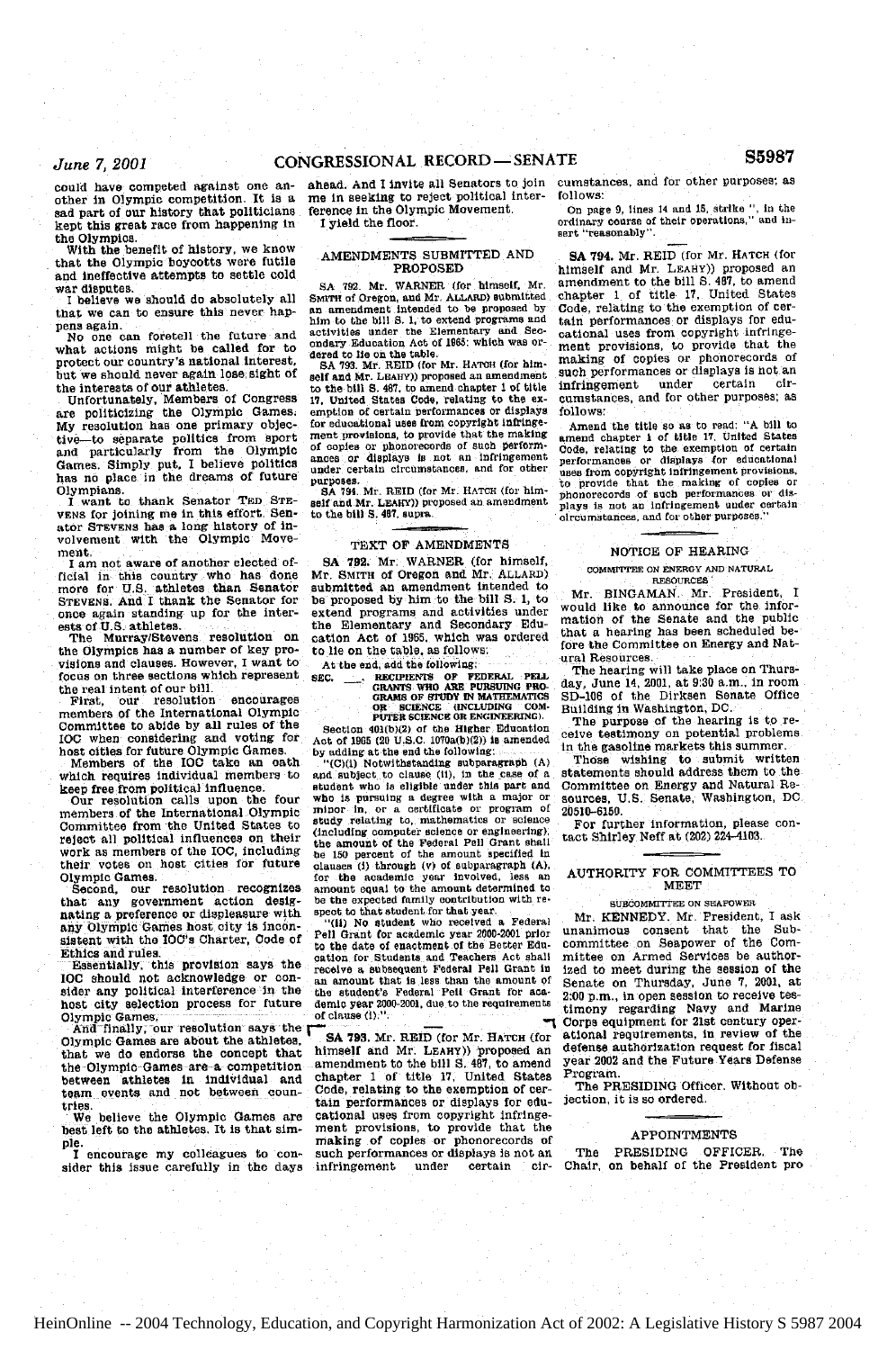could have competed against one another in Olympic competition. It is a sad part of our history that politicians kept this great race from happening in the Olympics.

With the benefit of history, we know that the Olympic boycotts were futile and ineffective attempts to settle cold war disputes.

I believe we should do absolutely all that we can to ensure this never happens again.

No one can foretell the future and what actions might be called for to protect our country's national interest, but we should never again lose sight of the interests of our athletes.

Unfortunately, Members of Congress are politicizing the Olympic Games. My resolution has one primary objective—to separate politics from sport and particularly from the Olympic Games. Simply put, I believe politics has no place in the dreams of future Olympians.

I want to thank Senator TED STEVENS for joining me in this effort. Senator STEVENS has a long history of involvement with the Olympic Movement.

I am not aware of another elected official in this country who has done more for U.S. athletes than Senator STEVENS. And I thank the Senator for once again standing up for the interests of U.S. athletes.

The Murray/Stevens resolution on the Olympics has a number of key provisions and clauses. However, I want to focus on three sections which represent the real intent of our bill.

First, our resolution encourages members of the International Olympic Committee to abide by all rules of the IOC when considering and voting for host cities for future Olympic Games.

Members of the IOC take an oath which requires individual members to keep free from political influence.

Our resolution calls upon the four members of the International Olympic Committee from the United States to reject all political influences on their work as members of the IOC, including their votes on host cities for future Olympic Games.

Second, our resolution recognizes that any government action designating a preference or displeasure with any Olympic Games host city is inconsistent with the IOC's Charter, Code of Ethics and rules.

Essentially, this provision says the IOC should not acknowledge or consider any political interference in the host city selection process for future Olympic Games.

And finally, our resolution says the Olympic Games are about the athletes, that we do endorse the concept that the Olympic Games are a competition between athletes in individual and team events and not between countries.

We believe the Olympic Games are best left to the athletes. It is that simple.

I encourage my colleagues to consider this issue carefully in the days ahead. And I invite all Senators to join me in seeking to reject political interference in the Olympic Movement.

I yield the floor.

## AMENDMENTS SUBMITTED AND PROPOSED

SA 792. Mr. WARNER (for himself, Mr. SMITH of Oregon, and Mr. ALLARD) submitted an amendment intended to be proposed by him to the bill S. 1, to extend programs and activities under the Elementary and Secondary Education Act of 1965; which was ordered to lie on the table.

SA 793. Mr. REID (for Mr. HATCH (for himself and Mr. LEAHY)) proposed an amendment to the bill S. 487, to amend chapter 1 of title 17, United States Code, relating to the exemption of certain performances or displays for educational uses from copyright infringement provisions, to provide that the making of copies or phonorecords of such performances or displays is not an infringement under certain circumstances, and for other purposes.

SA 794. Mr. REID (for Mr. HATCH (for himself and Mr. LEAHY)) proposed an amendment to the bill S. 487, supra.

## TEXT OF AMENDMENTS

**SA 792.** Mr. WARNER (for himself, Mr. SMITH of Oregon and Mr. ALLARD) submitted an amendment intended to be proposed by him to the bill S. 1, to extend programs and activities under the Elementary and Secondary Education Act of 1965; which was ordered to lie on the table, as follows:

At the end, add the following:

SEC. \_\_\_. RECIPIENTS OF FEDERAL PELL GRANTS WHO ARE PURSUING PROGRAMS OF STUDY IN MATHEMATICS OR SCIENCE (INCLUDING COMPUTER SCIENCE OR ENGINEERING).

Section 401(b)(2) of the Higher Education Act of 1965 (20 U.S.C. 1070a(b)(2)) is amended by adding at the end the following:

"(C)(i) Notwithstanding subparagraph (A) and subject to clause (ii), in the case of a student who is eligible under this part and who is pursuing a degree with a major or minor in, or a certificate or program of study relating to, mathematics or science (including computer science or engineering), the amount of the Federal Pell Grant shall be 150 percent of the amount specified in clauses (i) through (v) of subparagraph (A), for the academic year involved, less an amount equal to the amount determined to be the expected family contribution with respect to that student for that year.

"(ii) No student who received a Federal Pell Grant for academic year 2000-2001 prior to the date of enactment of the Better Education for Students and Teachers Act shall receive a subsequent Federal Pell Grant in an amount that is less than the amount of the student's Federal Pell Grant for academic year 2000-2001, due to the requirements of clause (i).".

**SA 793.** Mr. REID (for Mr. HATCH (for himself and Mr. LEAHY)) proposed an amendment to the bill S. 487, to amend chapter 1 of title 17, United States Code, relating to the exemption of certain performances or displays for educational uses from copyright infringement provisions, to provide that the making of copies or phonorecords of such performances or displays is not an infringement under certain circumstances, and for other purposes; as follows:

On page 9, lines 14 and 15, strike ", in the ordinary course of their operations," and insert "reasonably".

**SA 794.** Mr. REID (for Mr. HATCH (for himself and Mr. LEAHY)) proposed an amendment to the bill S. 487, to amend chapter 1 of title 17, United States Code, relating to the exemption of certain performances or displays for educational uses from copyright infringement provisions, to provide that the making of copies or phonorecords of such performances or displays is not an infringement under certain circumstances, and for other purposes; as follows:

Amend the title so as to read: "A bill to amend chapter 1 of title 17, United States Code, relating to the exemption of certain performances or displays for educational uses from copyright infringement provisions, to provide that the making of copies or phonorecords of such performances or displays is not an infringement under certain circumstances, and for other purposes."

## NOTICE OF HEARING

### COMMITTEE ON ENERGY AND NATURAL RESOURCES

Mr. BINGAMAN. Mr. President, I would like to announce for the information of the Senate and the public that a hearing has been scheduled before the Committee on Energy and Natural Resources.

The hearing will take place on Thursday, June 14, 2001, at 9:30 a.m., in room SD-106 of the Dirksen Senate Office Building in Washington, DC.

The purpose of the hearing is to receive testimony on potential problems in the gasoline markets this summer.

Those wishing to submit written statements should address them to the Committee on Energy and Natural Resources, U.S. Senate, Washington, DC 20510-6150.

For further information, please contact Shirley Neff at (202) 224-4103.

## AUTHORITY FOR COMMITTEES TO MEET

### SUBCOMMITTEE ON SEAPOWER

Mr. KENNEDY. Mr. President, I ask unanimous consent that the Subcommittee on Seapower of the Committee on Armed Services be authorized to meet during the session of the Senate on Thursday, June 7, 2001, at 2:00 p.m., in open session to receive testimony regarding Navy and Marine Corps equipment for 21st century operational requirements, in review of the defense authorization request for fiscal year 2002 and the Future Years Defense Program.

The PRESIDING Officer. Without objection, it is so ordered.

## APPOINTMENTS

The PRESIDING OFFICER. The Chair, on behalf of the President pro

HeinOnline -- 2004 Technology, Education, and Copyright Harmonization Act of 2002: A Legislative History S 5987 2004